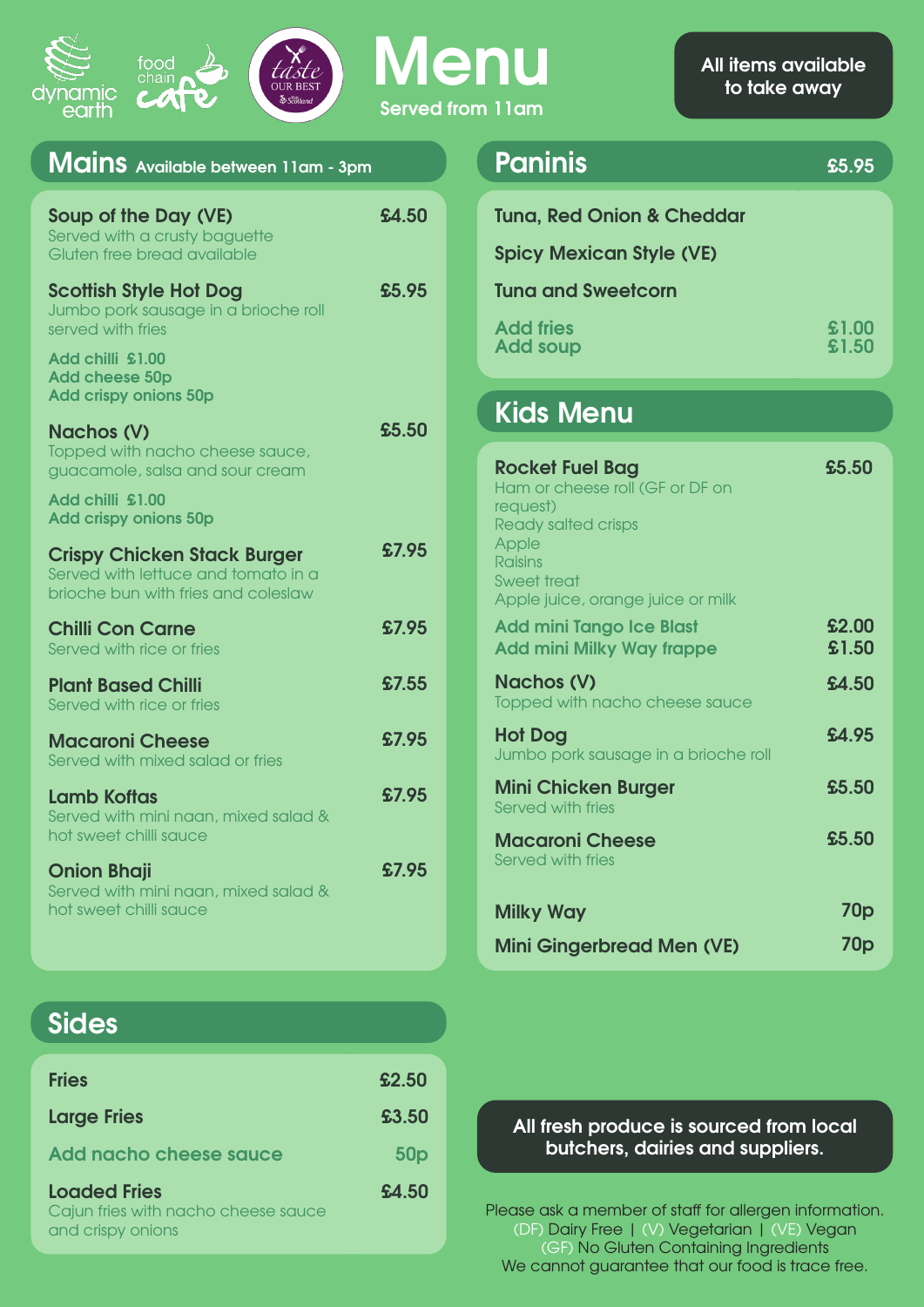dynamic earth | food chain cafe | taste OUR BEST

# Menu

Served from 11am

**All items available to take away**

## Mains Available between 11am - 3pm

**Soup of the Day (VE)** £4.50
Served with a crusty baguette
Gluten free bread available

**Scottish Style Hot Dog** £5.95
Jumbo pork sausage in a brioche roll served with fries

Add chilli £1.00
Add cheese 50p
Add crispy onions 50p

**Nachos (V)** £5.50
Topped with nacho cheese sauce, guacamole, salsa and sour cream

Add chilli £1.00
Add crispy onions 50p

**Crispy Chicken Stack Burger** £7.95
Served with lettuce and tomato in a brioche bun with fries and coleslaw

**Chilli Con Carne** £7.95
Served with rice or fries

**Plant Based Chilli** £7.55
Served with rice or fries

**Macaroni Cheese** £7.95
Served with mixed salad or fries

**Lamb Koftas** £7.95
Served with mini naan, mixed salad & hot sweet chilli sauce

**Onion Bhaji** £7.95
Served with mini naan, mixed salad & hot sweet chilli sauce

## Sides

| Item | Price |
|---|---|
| Fries | £2.50 |
| Large Fries | £3.50 |
| Add nacho cheese sauce | 50p |
| Loaded Fries<br>Cajun fries with nacho cheese sauce and crispy onions | £4.50 |

## Paninis £5.95

- Tuna, Red Onion & Cheddar
- Spicy Mexican Style (VE)
- Tuna and Sweetcorn

Add fries £1.00
Add soup £1.50

## Kids Menu

**Rocket Fuel Bag** £5.50
Ham or cheese roll (GF or DF on request)
Ready salted crisps
Apple
Raisins
Sweet treat
Apple juice, orange juice or milk

Add mini Tango Ice Blast £2.00
Add mini Milky Way frappe £1.50

**Nachos (V)** £4.50
Topped with nacho cheese sauce

**Hot Dog** £4.95
Jumbo pork sausage in a brioche roll

**Mini Chicken Burger** £5.50
Served with fries

**Macaroni Cheese** £5.50
Served with fries

**Milky Way** 70p

**Mini Gingerbread Men (VE)** 70p

**All fresh produce is sourced from local butchers, dairies and suppliers.**

Please ask a member of staff for allergen information.
(DF) Dairy Free | (V) Vegetarian | (VE) Vegan
(GF) No Gluten Containing Ingredients
We cannot guarantee that our food is trace free.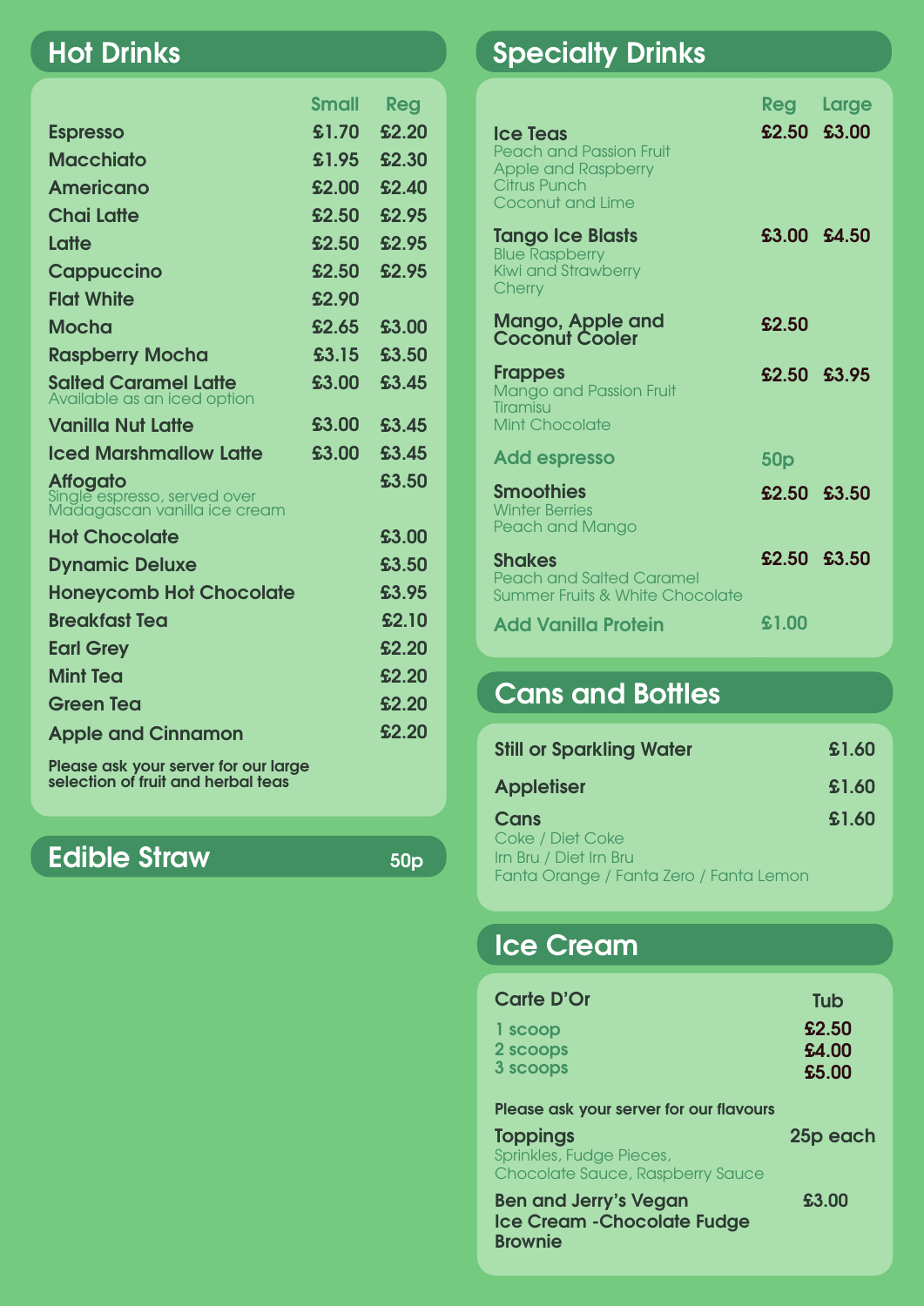## Hot Drinks

| | Small | Reg |
|---|---|---|
| Espresso | £1.70 | £2.20 |
| Macchiato | £1.95 | £2.30 |
| Americano | £2.00 | £2.40 |
| Chai Latte | £2.50 | £2.95 |
| Latte | £2.50 | £2.95 |
| Cappuccino | £2.50 | £2.95 |
| Flat White | £2.90 | |
| Mocha | £2.65 | £3.00 |
| Raspberry Mocha | £3.15 | £3.50 |
| Salted Caramel Latte<br>Available as an iced option | £3.00 | £3.45 |
| Vanilla Nut Latte | £3.00 | £3.45 |
| Iced Marshmallow Latte | £3.00 | £3.45 |
| Affogato<br>Single espresso, served over Madagascan vanilla ice cream | | £3.50 |
| Hot Chocolate | | £3.00 |
| Dynamic Deluxe | | £3.50 |
| Honeycomb Hot Chocolate | | £3.95 |
| Breakfast Tea | | £2.10 |
| Earl Grey | | £2.20 |
| Mint Tea | | £2.20 |
| Green Tea | | £2.20 |
| Apple and Cinnamon | | £2.20 |

Please ask your server for our large selection of fruit and herbal teas

## Edible Straw 50p

## Specialty Drinks

| | Reg | Large |
|---|---|---|
| Ice Teas<br>Peach and Passion Fruit<br>Apple and Raspberry<br>Citrus Punch<br>Coconut and Lime | £2.50 | £3.00 |
| Tango Ice Blasts<br>Blue Raspberry<br>Kiwi and Strawberry<br>Cherry | £3.00 | £4.50 |
| Mango, Apple and Coconut Cooler | £2.50 | |
| Frappes<br>Mango and Passion Fruit<br>Tiramisu<br>Mint Chocolate | £2.50 | £3.95 |
| Add espresso | 50p | |
| Smoothies<br>Winter Berries<br>Peach and Mango | £2.50 | £3.50 |
| Shakes<br>Peach and Salted Caramel<br>Summer Fruits & White Chocolate | £2.50 | £3.50 |
| Add Vanilla Protein | £1.00 | |

## Cans and Bottles

| | |
|---|---|
| Still or Sparkling Water | £1.60 |
| Appletiser | £1.60 |
| Cans<br>Coke / Diet Coke<br>Irn Bru / Diet Irn Bru<br>Fanta Orange / Fanta Zero / Fanta Lemon | £1.60 |

## Ice Cream

| Carte D'Or | Tub |
|---|---|
| 1 scoop | £2.50 |
| 2 scoops | £4.00 |
| 3 scoops | £5.00 |

Please ask your server for our flavours

**Toppings** 25p each
Sprinkles, Fudge Pieces, Chocolate Sauce, Raspberry Sauce

**Ben and Jerry's Vegan Ice Cream -Chocolate Fudge Brownie** £3.00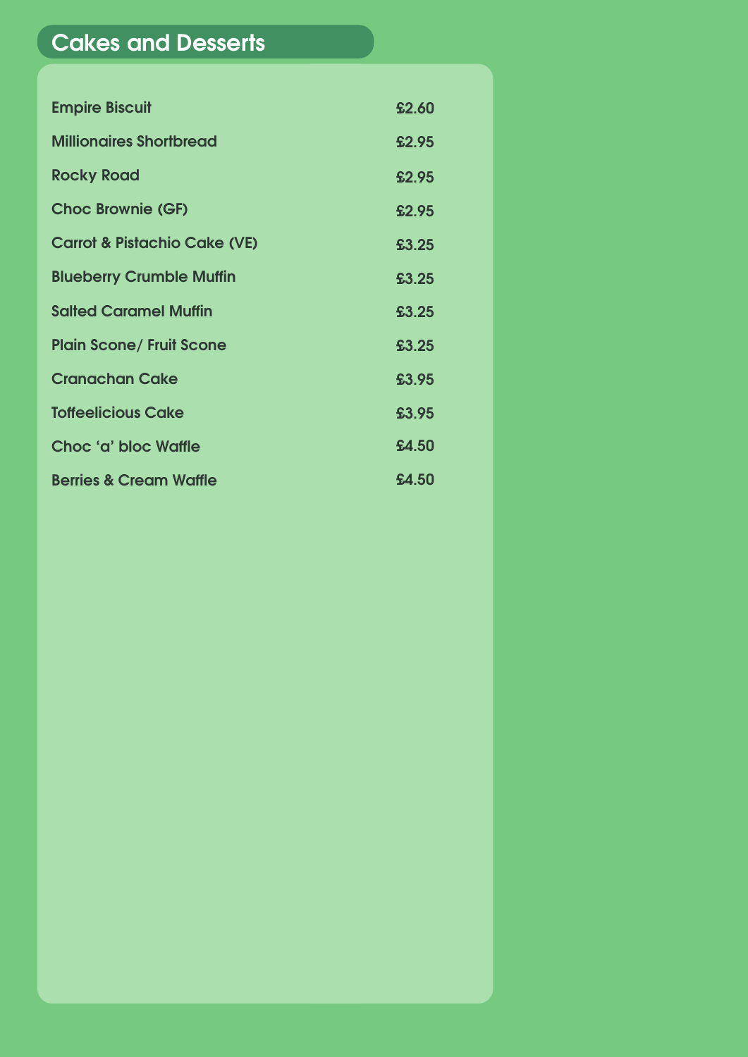## Cakes and Desserts

| | |
|---|---|
| Empire Biscuit | £2.60 |
| Millionaires Shortbread | £2.95 |
| Rocky Road | £2.95 |
| Choc Brownie (GF) | £2.95 |
| Carrot & Pistachio Cake (VE) | £3.25 |
| Blueberry Crumble Muffin | £3.25 |
| Salted Caramel Muffin | £3.25 |
| Plain Scone/ Fruit Scone | £3.25 |
| Cranachan Cake | £3.95 |
| Toffeelicious Cake | £3.95 |
| Choc 'a' bloc Waffle | £4.50 |
| Berries & Cream Waffle | £4.50 |